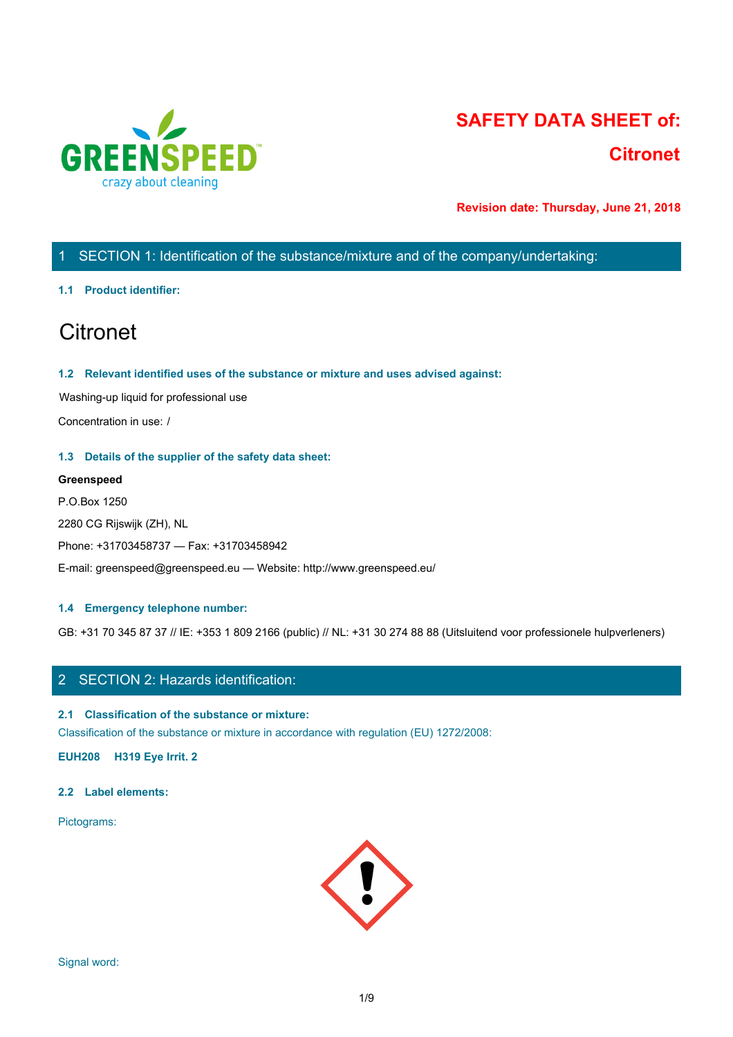# SAFETY DATA SHEET of:
# Citronet

**Revision date: Thursday, June 21, 2018**

## 1 SECTION 1: Identification of the substance/mixture and of the company/undertaking:

### 1.1 Product identifier:

# Citronet

### 1.2 Relevant identified uses of the substance or mixture and uses advised against:

Washing-up liquid for professional use

Concentration in use: /

### 1.3 Details of the supplier of the safety data sheet:

**Greenspeed**

P.O.Box 1250

2280 CG Rijswijk (ZH), NL

Phone: +31703458737 — Fax: +31703458942

E-mail: greenspeed@greenspeed.eu — Website: http://www.greenspeed.eu/

### 1.4 Emergency telephone number:

GB: +31 70 345 87 37 // IE: +353 1 809 2166 (public) // NL: +31 30 274 88 88 (Uitsluitend voor professionele hulpverleners)

## 2 SECTION 2: Hazards identification:

### 2.1 Classification of the substance or mixture:

Classification of the substance or mixture in accordance with regulation (EU) 1272/2008:

**EUH208 H319 Eye Irrit. 2**

### 2.2 Label elements:

Pictograms:

Signal word: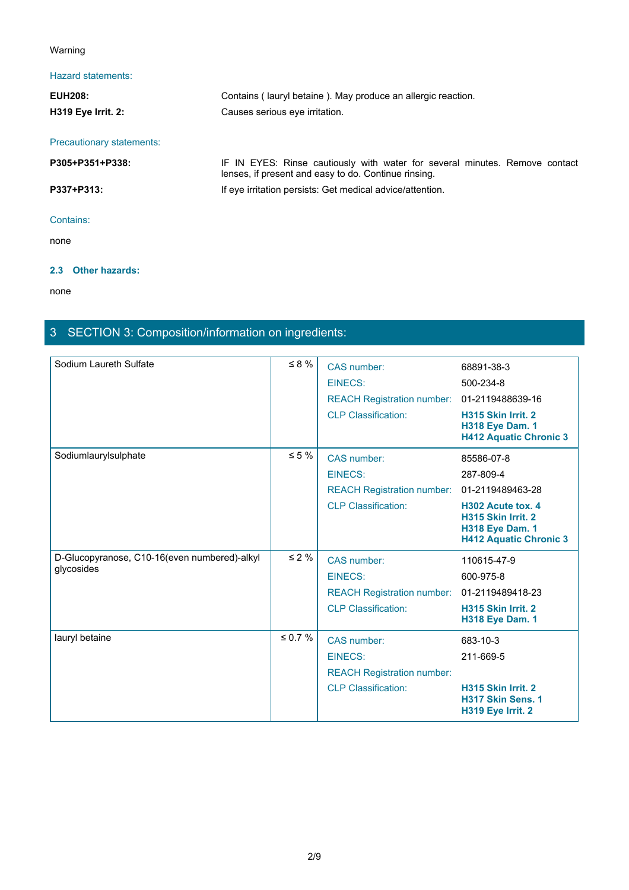Warning

Hazard statements:

| | |
|---|---|
| **EUH208:** | Contains ( lauryl betaine ). May produce an allergic reaction. |
| **H319 Eye Irrit. 2:** | Causes serious eye irritation. |

Precautionary statements:

| | |
|---|---|
| **P305+P351+P338:** | IF IN EYES: Rinse cautiously with water for several minutes. Remove contact lenses, if present and easy to do. Continue rinsing. |
| **P337+P313:** | If eye irritation persists: Get medical advice/attention. |

Contains:

none

### 2.3 Other hazards:

none

## 3 SECTION 3: Composition/information on ingredients:

| Substance | Concentration | Identifier | Value |
|---|---|---|---|
| Sodium Laureth Sulfate | ≤ 8 % | CAS number: | 68891-38-3 |
| | | EINECS: | 500-234-8 |
| | | REACH Registration number: | 01-2119488639-16 |
| | | CLP Classification: | **H315 Skin Irrit. 2**<br>**H318 Eye Dam. 1**<br>**H412 Aquatic Chronic 3** |
| Sodiumlaurylsulphate | ≤ 5 % | CAS number: | 85586-07-8 |
| | | EINECS: | 287-809-4 |
| | | REACH Registration number: | 01-2119489463-28 |
| | | CLP Classification: | **H302 Acute tox. 4**<br>**H315 Skin Irrit. 2**<br>**H318 Eye Dam. 1**<br>**H412 Aquatic Chronic 3** |
| D-Glucopyranose, C10-16(even numbered)-alkyl glycosides | ≤ 2 % | CAS number: | 110615-47-9 |
| | | EINECS: | 600-975-8 |
| | | REACH Registration number: | 01-2119489418-23 |
| | | CLP Classification: | **H315 Skin Irrit. 2**<br>**H318 Eye Dam. 1** |
| lauryl betaine | ≤ 0.7 % | CAS number: | 683-10-3 |
| | | EINECS: | 211-669-5 |
| | | REACH Registration number: | |
| | | CLP Classification: | **H315 Skin Irrit. 2**<br>**H317 Skin Sens. 1**<br>**H319 Eye Irrit. 2** |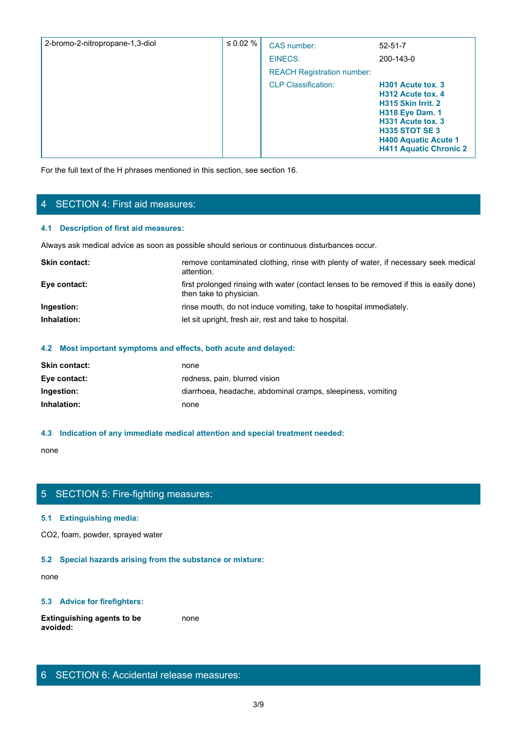| 2-bromo-2-nitropropane-1,3-diol | ≤ 0.02 % | CAS number: | 52-51-7 |
|---|---|---|---|
| | | EINECS: | 200-143-0 |
| | | REACH Registration number: | |
| | | CLP Classification: | **H301 Acute tox. 3**<br>**H312 Acute tox. 4**<br>**H315 Skin Irrit. 2**<br>**H318 Eye Dam. 1**<br>**H331 Acute tox. 3**<br>**H335 STOT SE 3**<br>**H400 Aquatic Acute 1**<br>**H411 Aquatic Chronic 2** |

For the full text of the H phrases mentioned in this section, see section 16.

## 4 SECTION 4: First aid measures:

### 4.1 Description of first aid measures:

Always ask medical advice as soon as possible should serious or continuous disturbances occur.

**Skin contact:** remove contaminated clothing, rinse with plenty of water, if necessary seek medical attention.

**Eye contact:** first prolonged rinsing with water (contact lenses to be removed if this is easily done) then take to physician.

**Ingestion:** rinse mouth, do not induce vomiting, take to hospital immediately.

**Inhalation:** let sit upright, fresh air, rest and take to hospital.

### 4.2 Most important symptoms and effects, both acute and delayed:

**Skin contact:** none

**Eye contact:** redness, pain, blurred vision

**Ingestion:** diarrhoea, headache, abdominal cramps, sleepiness, vomiting

**Inhalation:** none

### 4.3 Indication of any immediate medical attention and special treatment needed:

none

## 5 SECTION 5: Fire-fighting measures:

### 5.1 Extinguishing media:

$CO_2$, foam, powder, sprayed water

### 5.2 Special hazards arising from the substance or mixture:

none

### 5.3 Advice for firefighters:

**Extinguishing agents to be avoided:** none

## 6 SECTION 6: Accidental release measures: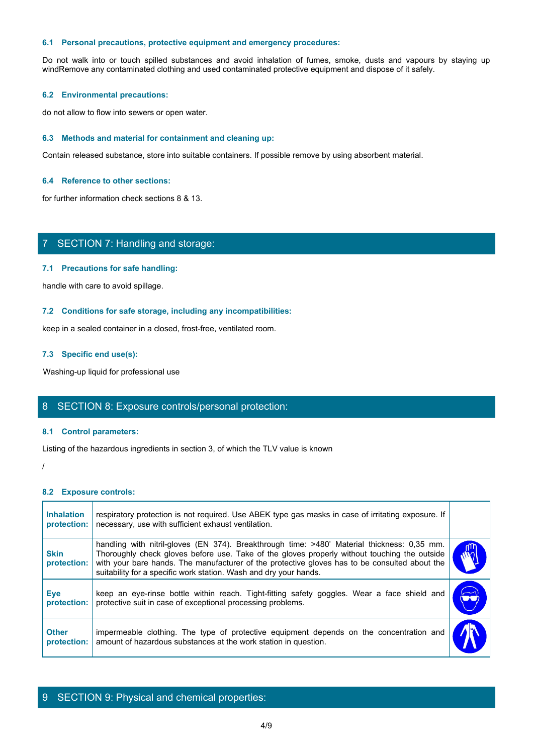### 6.1 Personal precautions, protective equipment and emergency procedures:

Do not walk into or touch spilled substances and avoid inhalation of fumes, smoke, dusts and vapours by staying up windRemove any contaminated clothing and used contaminated protective equipment and dispose of it safely.

### 6.2 Environmental precautions:

do not allow to flow into sewers or open water.

### 6.3 Methods and material for containment and cleaning up:

Contain released substance, store into suitable containers. If possible remove by using absorbent material.

### 6.4 Reference to other sections:

for further information check sections 8 & 13.

## 7 SECTION 7: Handling and storage:

### 7.1 Precautions for safe handling:

handle with care to avoid spillage.

### 7.2 Conditions for safe storage, including any incompatibilities:

keep in a sealed container in a closed, frost-free, ventilated room.

### 7.3 Specific end use(s):

Washing-up liquid for professional use

## 8 SECTION 8: Exposure controls/personal protection:

### 8.1 Control parameters:

Listing of the hazardous ingredients in section 3, of which the TLV value is known

/

### 8.2 Exposure controls:

| | | |
|---|---|---|
| **Inhalation protection:** | respiratory protection is not required. Use ABEK type gas masks in case of irritating exposure. If necessary, use with sufficient exhaust ventilation. | |
| **Skin protection:** | handling with nitril-gloves (EN 374). Breakthrough time: >480' Material thickness: 0,35 mm. Thoroughly check gloves before use. Take of the gloves properly without touching the outside with your bare hands. The manufacturer of the protective gloves has to be consulted about the suitability for a specific work station. Wash and dry your hands. | |
| **Eye protection:** | keep an eye-rinse bottle within reach. Tight-fitting safety goggles. Wear a face shield and protective suit in case of exceptional processing problems. | |
| **Other protection:** | impermeable clothing. The type of protective equipment depends on the concentration and amount of hazardous substances at the work station in question. | |

## 9 SECTION 9: Physical and chemical properties: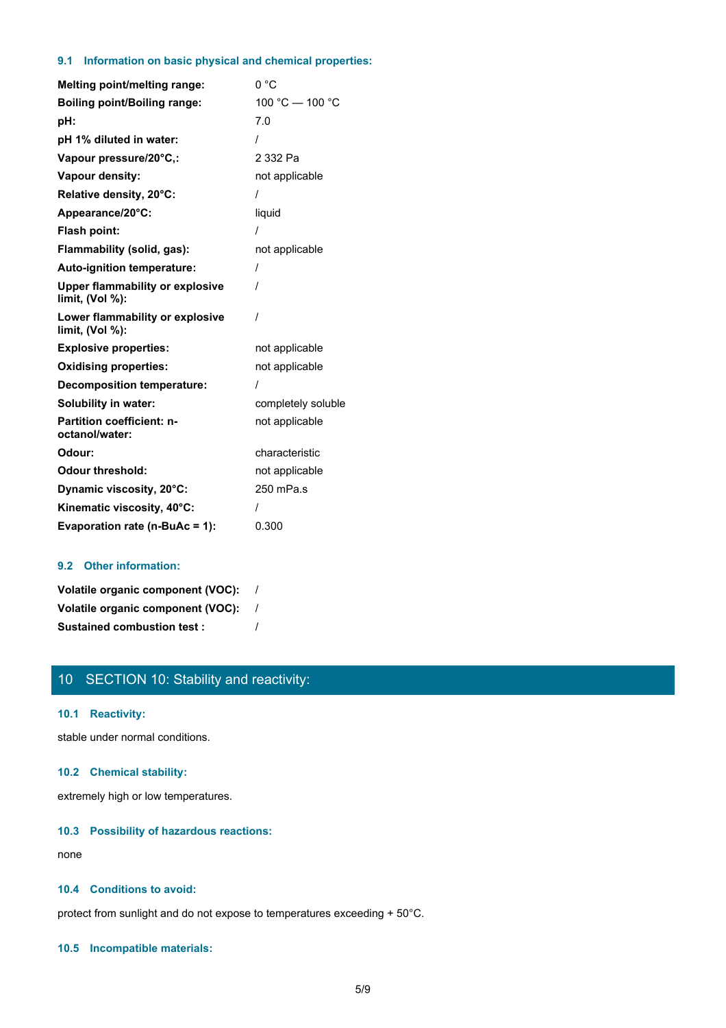### 9.1 Information on basic physical and chemical properties:

| | |
|---|---|
| **Melting point/melting range:** | 0 °C |
| **Boiling point/Boiling range:** | 100 °C — 100 °C |
| **pH:** | 7.0 |
| **pH 1% diluted in water:** | / |
| **Vapour pressure/20°C,:** | 2 332 Pa |
| **Vapour density:** | not applicable |
| **Relative density, 20°C:** | / |
| **Appearance/20°C:** | liquid |
| **Flash point:** | / |
| **Flammability (solid, gas):** | not applicable |
| **Auto-ignition temperature:** | / |
| **Upper flammability or explosive limit, (Vol %):** | / |
| **Lower flammability or explosive limit, (Vol %):** | / |
| **Explosive properties:** | not applicable |
| **Oxidising properties:** | not applicable |
| **Decomposition temperature:** | / |
| **Solubility in water:** | completely soluble |
| **Partition coefficient: n-octanol/water:** | not applicable |
| **Odour:** | characteristic |
| **Odour threshold:** | not applicable |
| **Dynamic viscosity, 20°C:** | 250 mPa.s |
| **Kinematic viscosity, 40°C:** | / |
| **Evaporation rate (n-BuAc = 1):** | 0.300 |

### 9.2 Other information:

| | |
|---|---|
| **Volatile organic component (VOC):** | / |
| **Volatile organic component (VOC):** | / |
| **Sustained combustion test :** | / |

## 10 SECTION 10: Stability and reactivity:

### 10.1 Reactivity:

stable under normal conditions.

### 10.2 Chemical stability:

extremely high or low temperatures.

### 10.3 Possibility of hazardous reactions:

none

### 10.4 Conditions to avoid:

protect from sunlight and do not expose to temperatures exceeding + 50°C.

### 10.5 Incompatible materials: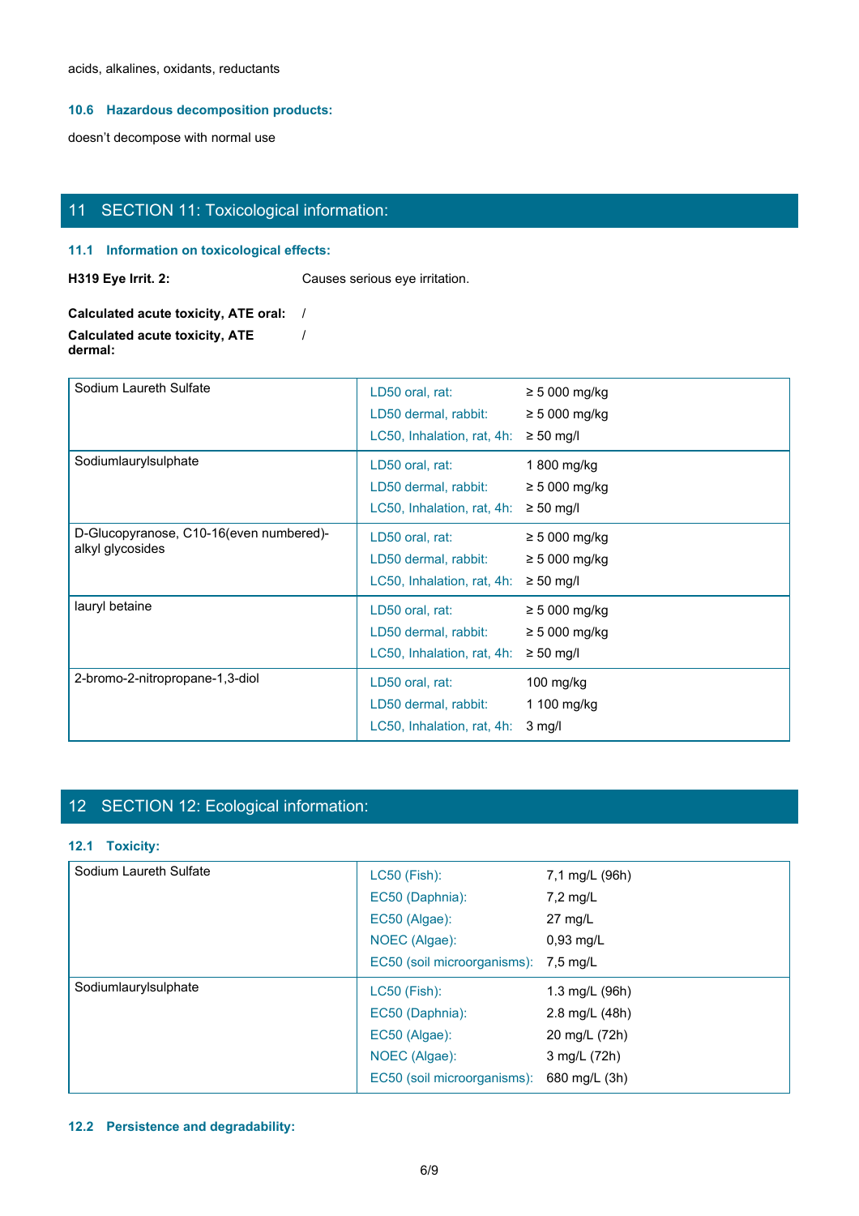acids, alkalines, oxidants, reductants

### 10.6 Hazardous decomposition products:

doesn’t decompose with normal use

## 11 SECTION 11: Toxicological information:

### 11.1 Information on toxicological effects:

**H319 Eye Irrit. 2:** Causes serious eye irritation.

**Calculated acute toxicity, ATE oral:** /

**Calculated acute toxicity, ATE dermal:** /

| Substance | Parameter | Value |
|---|---|---|
| Sodium Laureth Sulfate | LD50 oral, rat: | ≥ 5 000 mg/kg |
| | LD50 dermal, rabbit: | ≥ 5 000 mg/kg |
| | LC50, Inhalation, rat, 4h: | ≥ 50 mg/l |
| Sodiumlaurylsulphate | LD50 oral, rat: | 1 800 mg/kg |
| | LD50 dermal, rabbit: | ≥ 5 000 mg/kg |
| | LC50, Inhalation, rat, 4h: | ≥ 50 mg/l |
| D-Glucopyranose, C10-16(even numbered)-alkyl glycosides | LD50 oral, rat: | ≥ 5 000 mg/kg |
| | LD50 dermal, rabbit: | ≥ 5 000 mg/kg |
| | LC50, Inhalation, rat, 4h: | ≥ 50 mg/l |
| lauryl betaine | LD50 oral, rat: | ≥ 5 000 mg/kg |
| | LD50 dermal, rabbit: | ≥ 5 000 mg/kg |
| | LC50, Inhalation, rat, 4h: | ≥ 50 mg/l |
| 2-bromo-2-nitropropane-1,3-diol | LD50 oral, rat: | 100 mg/kg |
| | LD50 dermal, rabbit: | 1 100 mg/kg |
| | LC50, Inhalation, rat, 4h: | 3 mg/l |

## 12 SECTION 12: Ecological information:

### 12.1 Toxicity:

| Substance | Parameter | Value |
|---|---|---|
| Sodium Laureth Sulfate | LC50 (Fish): | 7,1 mg/L (96h) |
| | EC50 (Daphnia): | 7,2 mg/L |
| | EC50 (Algae): | 27 mg/L |
| | NOEC (Algae): | 0,93 mg/L |
| | EC50 (soil microorganisms): | 7,5 mg/L |
| Sodiumlaurylsulphate | LC50 (Fish): | 1.3 mg/L (96h) |
| | EC50 (Daphnia): | 2.8 mg/L (48h) |
| | EC50 (Algae): | 20 mg/L (72h) |
| | NOEC (Algae): | 3 mg/L (72h) |
| | EC50 (soil microorganisms): | 680 mg/L (3h) |

### 12.2 Persistence and degradability: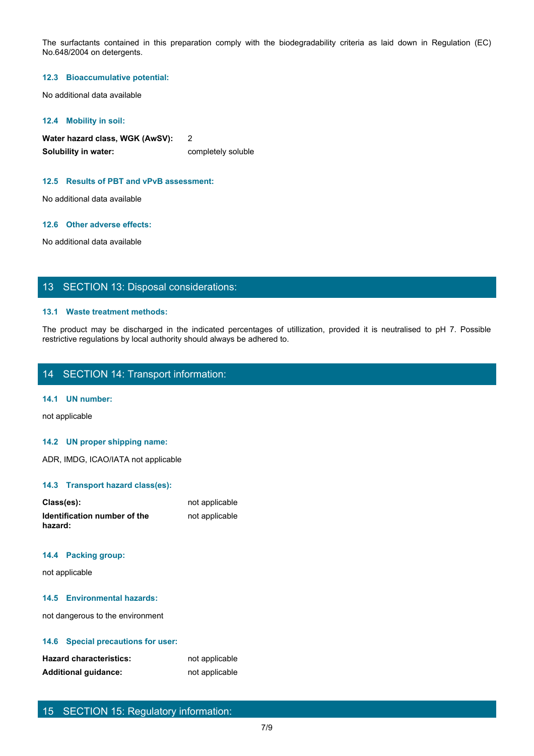The surfactants contained in this preparation comply with the biodegradability criteria as laid down in Regulation (EC) No.648/2004 on detergents.

### 12.3 Bioaccumulative potential:

No additional data available

### 12.4 Mobility in soil:

| | |
|---|---|
| **Water hazard class, WGK (AwSV):** | 2 |
| **Solubility in water:** | completely soluble |

### 12.5 Results of PBT and vPvB assessment:

No additional data available

### 12.6 Other adverse effects:

No additional data available

## 13 SECTION 13: Disposal considerations:

### 13.1 Waste treatment methods:

The product may be discharged in the indicated percentages of utillization, provided it is neutralised to pH 7. Possible restrictive regulations by local authority should always be adhered to.

## 14 SECTION 14: Transport information:

### 14.1 UN number:

not applicable

### 14.2 UN proper shipping name:

ADR, IMDG, ICAO/IATA not applicable

### 14.3 Transport hazard class(es):

| | |
|---|---|
| **Class(es):** | not applicable |
| **Identification number of the hazard:** | not applicable |

### 14.4 Packing group:

not applicable

### 14.5 Environmental hazards:

not dangerous to the environment

### 14.6 Special precautions for user:

| | |
|---|---|
| **Hazard characteristics:** | not applicable |
| **Additional guidance:** | not applicable |

## 15 SECTION 15: Regulatory information: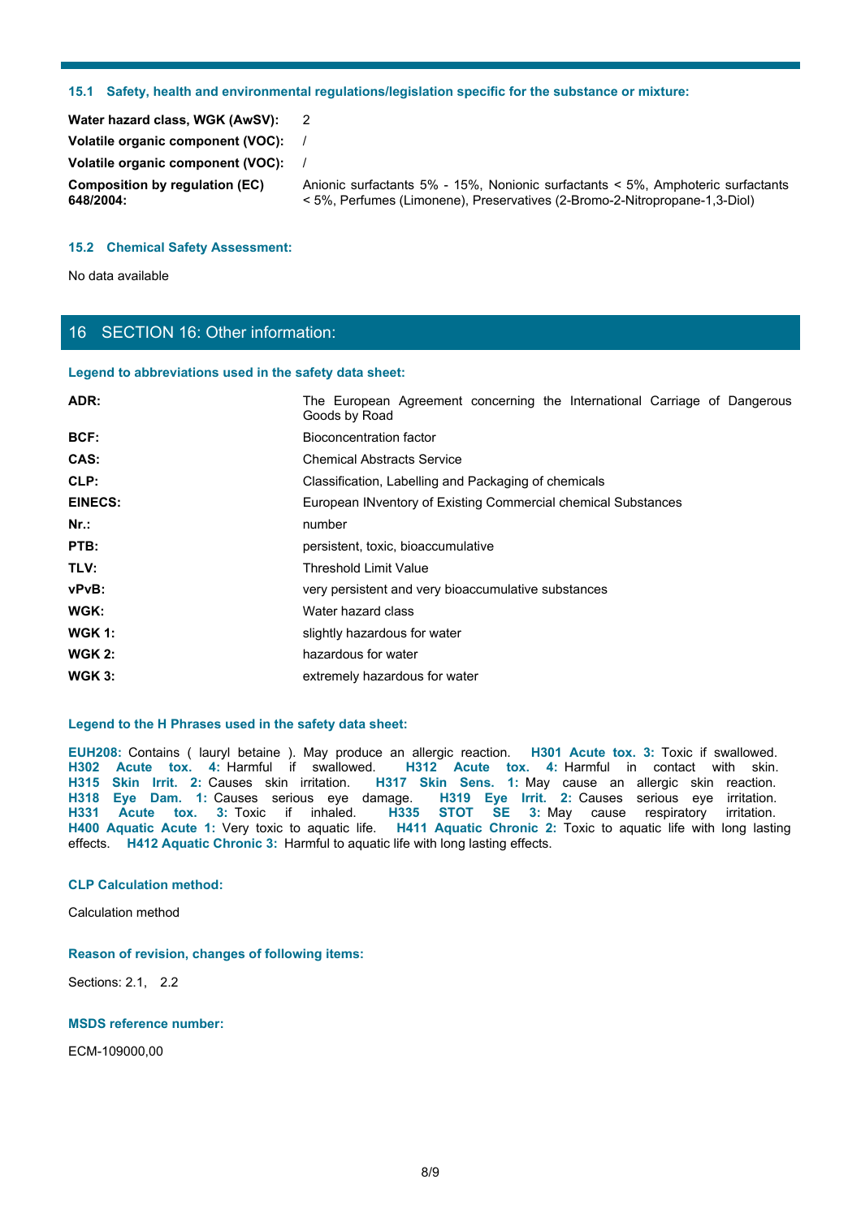### 15.1 Safety, health and environmental regulations/legislation specific for the substance or mixture:

| | |
|---|---|
| **Water hazard class, WGK (AwSV):** | 2 |
| **Volatile organic component (VOC):** | / |
| **Volatile organic component (VOC):** | / |
| **Composition by regulation (EC) 648/2004:** | Anionic surfactants 5% - 15%, Nonionic surfactants < 5%, Amphoteric surfactants < 5%, Perfumes (Limonene), Preservatives (2-Bromo-2-Nitropropane-1,3-Diol) |

### 15.2 Chemical Safety Assessment:

No data available

## 16 SECTION 16: Other information:

### Legend to abbreviations used in the safety data sheet:

| | |
|---|---|
| **ADR:** | The European Agreement concerning the International Carriage of Dangerous Goods by Road |
| **BCF:** | Bioconcentration factor |
| **CAS:** | Chemical Abstracts Service |
| **CLP:** | Classification, Labelling and Packaging of chemicals |
| **EINECS:** | European INventory of Existing Commercial chemical Substances |
| **Nr.:** | number |
| **PTB:** | persistent, toxic, bioaccumulative |
| **TLV:** | Threshold Limit Value |
| **vPvB:** | very persistent and very bioaccumulative substances |
| **WGK:** | Water hazard class |
| **WGK 1:** | slightly hazardous for water |
| **WGK 2:** | hazardous for water |
| **WGK 3:** | extremely hazardous for water |

### Legend to the H Phrases used in the safety data sheet:

**EUH208:** Contains ( lauryl betaine ). May produce an allergic reaction. **H301 Acute tox. 3:** Toxic if swallowed. **H302 Acute tox. 4:** Harmful if swallowed. **H312 Acute tox. 4:** Harmful in contact with skin. **H315 Skin Irrit. 2:** Causes skin irritation. **H317 Skin Sens. 1:** May cause an allergic skin reaction. **H318 Eye Dam. 1:** Causes serious eye damage. **H319 Eye Irrit. 2:** Causes serious eye irritation. **H331 Acute tox. 3:** Toxic if inhaled. **H335 STOT SE 3:** May cause respiratory irritation. **H400 Aquatic Acute 1:** Very toxic to aquatic life. **H411 Aquatic Chronic 2:** Toxic to aquatic life with long lasting effects. **H412 Aquatic Chronic 3:** Harmful to aquatic life with long lasting effects.

### CLP Calculation method:

Calculation method

### Reason of revision, changes of following items:

Sections: 2.1, 2.2

### MSDS reference number:

ECM-109000,00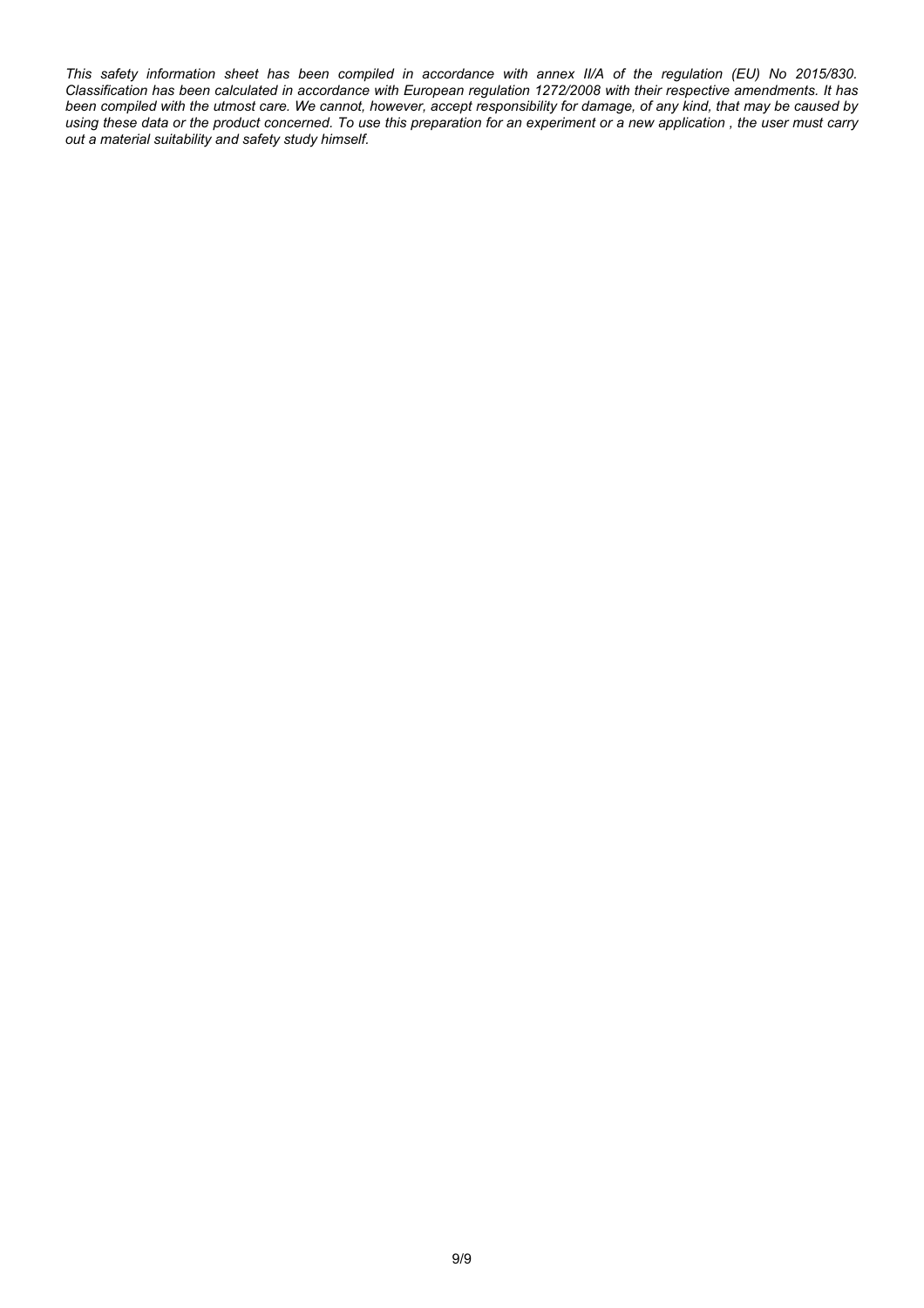*This safety information sheet has been compiled in accordance with annex II/A of the regulation (EU) No 2015/830. Classification has been calculated in accordance with European regulation 1272/2008 with their respective amendments. It has been compiled with the utmost care. We cannot, however, accept responsibility for damage, of any kind, that may be caused by using these data or the product concerned. To use this preparation for an experiment or a new application , the user must carry out a material suitability and safety study himself.*